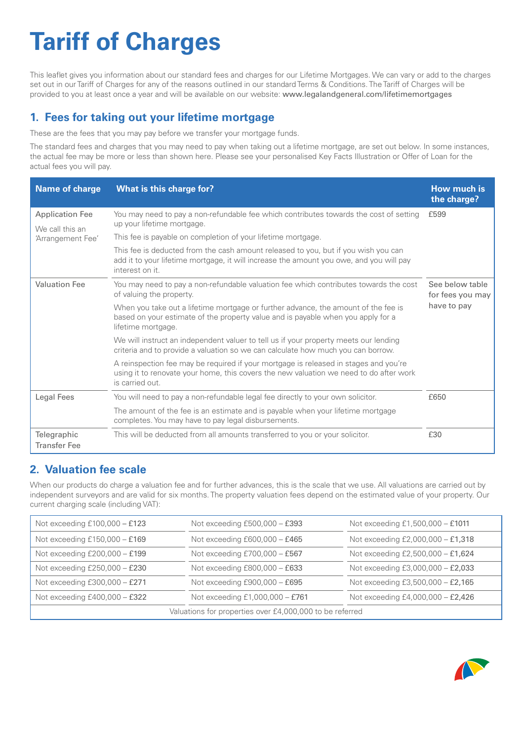# Tariff of Charges

This leaflet gives you information about our standard fees and charges for our Lifetime Mortgages. We can vary or add to the charges set out in our Tariff of Charges for any of the reasons outlined in our standard Terms & Conditions. The Tariff of Charges will be provided to you at least once a year and will be available on our website: www.legalandgeneral.com/lifetimemortgages

## 1. Fees for taking out your lifetime mortgage

These are the fees that you may pay before we transfer your mortgage funds.

The standard fees and charges that you may need to pay when taking out a lifetime mortgage, are set out below. In some instances, the actual fee may be more or less than shown here. Please see your personalised Key Facts Illustration or Offer of Loan for the actual fees you will pay.

| Name of charge | What is this charge for? | How much is the charge? |
|---|---|---|
| Application Fee<br><br>We call this an 'Arrangement Fee' | You may need to pay a non-refundable fee which contributes towards the cost of setting up your lifetime mortgage.<br><br>This fee is payable on completion of your lifetime mortgage.<br><br>This fee is deducted from the cash amount released to you, but if you wish you can add it to your lifetime mortgage, it will increase the amount you owe, and you will pay interest on it. | £599 |
| Valuation Fee | You may need to pay a non-refundable valuation fee which contributes towards the cost of valuing the property.<br><br>When you take out a lifetime mortgage or further advance, the amount of the fee is based on your estimate of the property value and is payable when you apply for a lifetime mortgage.<br><br>We will instruct an independent valuer to tell us if your property meets our lending criteria and to provide a valuation so we can calculate how much you can borrow.<br><br>A reinspection fee may be required if your mortgage is released in stages and you're using it to renovate your home, this covers the new valuation we need to do after work is carried out. | See below table for fees you may have to pay |
| Legal Fees | You will need to pay a non-refundable legal fee directly to your own solicitor.<br><br>The amount of the fee is an estimate and is payable when your lifetime mortgage completes. You may have to pay legal disbursements. | £650 |
| Telegraphic Transfer Fee | This will be deducted from all amounts transferred to you or your solicitor. | £30 |

## 2. Valuation fee scale

When our products do charge a valuation fee and for further advances, this is the scale that we use. All valuations are carried out by independent surveyors and are valid for six months. The property valuation fees depend on the estimated value of your property. Our current charging scale (including VAT):

| | | |
|---|---|---|
| Not exceeding £100,000 – £123 | Not exceeding £500,000 – £393 | Not exceeding £1,500,000 – £1011 |
| Not exceeding £150,000 – £169 | Not exceeding £600,000 – £465 | Not exceeding £2,000,000 – £1,318 |
| Not exceeding £200,000 – £199 | Not exceeding £700,000 – £567 | Not exceeding £2,500,000 – £1,624 |
| Not exceeding £250,000 – £230 | Not exceeding £800,000 – £633 | Not exceeding £3,000,000 – £2,033 |
| Not exceeding £300,000 – £271 | Not exceeding £900,000 – £695 | Not exceeding £3,500,000 – £2,165 |
| Not exceeding £400,000 – £322 | Not exceeding £1,000,000 – £761 | Not exceeding £4,000,000 – £2,426 |
| Valuations for properties over £4,000,000 to be referred | | |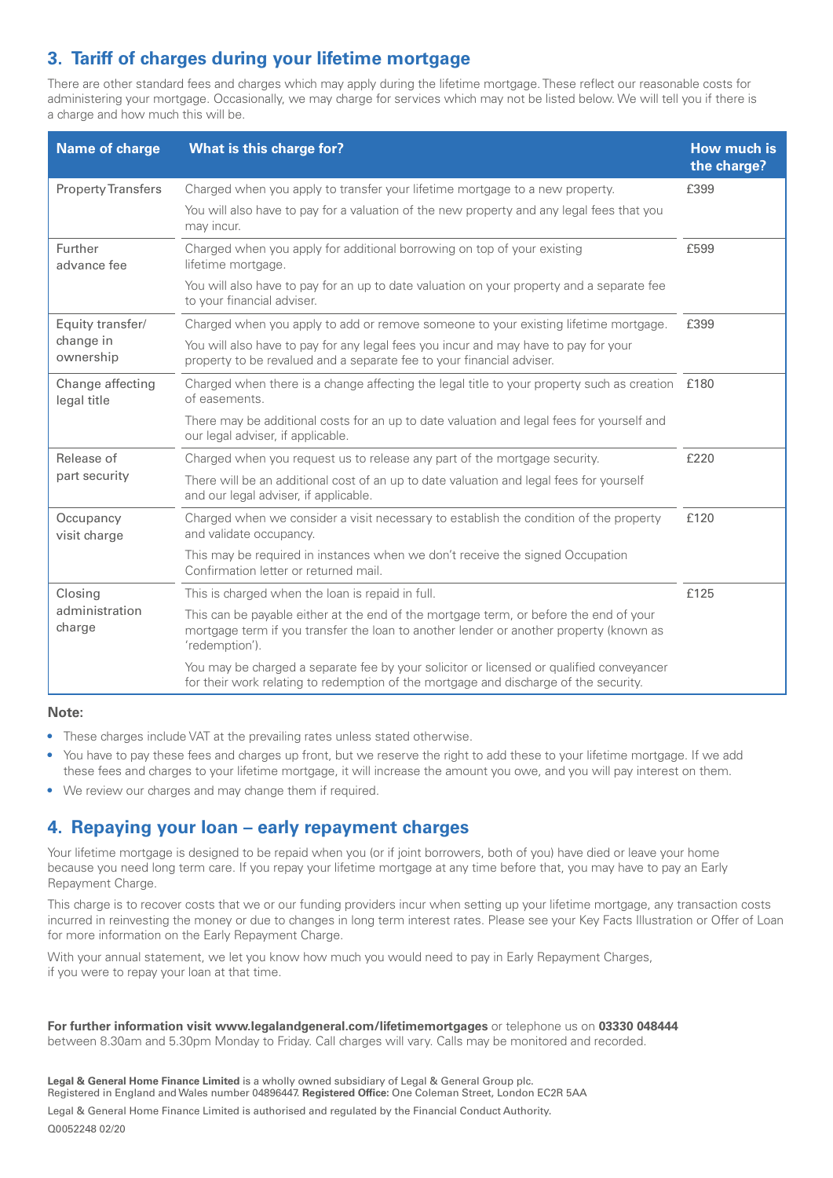## 3. Tariff of charges during your lifetime mortgage

There are other standard fees and charges which may apply during the lifetime mortgage. These reflect our reasonable costs for administering your mortgage. Occasionally, we may charge for services which may not be listed below. We will tell you if there is a charge and how much this will be.

| Name of charge | What is this charge for? | How much is the charge? |
|---|---|---|
| Property Transfers | Charged when you apply to transfer your lifetime mortgage to a new property.<br><br>You will also have to pay for a valuation of the new property and any legal fees that you may incur. | £399 |
| Further advance fee | Charged when you apply for additional borrowing on top of your existing lifetime mortgage.<br><br>You will also have to pay for an up to date valuation on your property and a separate fee to your financial adviser. | £599 |
| Equity transfer/ change in ownership | Charged when you apply to add or remove someone to your existing lifetime mortgage.<br><br>You will also have to pay for any legal fees you incur and may have to pay for your property to be revalued and a separate fee to your financial adviser. | £399 |
| Change affecting legal title | Charged when there is a change affecting the legal title to your property such as creation of easements.<br><br>There may be additional costs for an up to date valuation and legal fees for yourself and our legal adviser, if applicable. | £180 |
| Release of part security | Charged when you request us to release any part of the mortgage security.<br><br>There will be an additional cost of an up to date valuation and legal fees for yourself and our legal adviser, if applicable. | £220 |
| Occupancy visit charge | Charged when we consider a visit necessary to establish the condition of the property and validate occupancy.<br><br>This may be required in instances when we don't receive the signed Occupation Confirmation letter or returned mail. | £120 |
| Closing administration charge | This is charged when the loan is repaid in full.<br><br>This can be payable either at the end of the mortgage term, or before the end of your mortgage term if you transfer the loan to another lender or another property (known as 'redemption').<br><br>You may be charged a separate fee by your solicitor or licensed or qualified conveyancer for their work relating to redemption of the mortgage and discharge of the security. | £125 |

**Note:**

- These charges include VAT at the prevailing rates unless stated otherwise.
- You have to pay these fees and charges up front, but we reserve the right to add these to your lifetime mortgage. If we add these fees and charges to your lifetime mortgage, it will increase the amount you owe, and you will pay interest on them.
- We review our charges and may change them if required.

## 4. Repaying your loan – early repayment charges

Your lifetime mortgage is designed to be repaid when you (or if joint borrowers, both of you) have died or leave your home because you need long term care. If you repay your lifetime mortgage at any time before that, you may have to pay an Early Repayment Charge.

This charge is to recover costs that we or our funding providers incur when setting up your lifetime mortgage, any transaction costs incurred in reinvesting the money or due to changes in long term interest rates. Please see your Key Facts Illustration or Offer of Loan for more information on the Early Repayment Charge.

With your annual statement, we let you know how much you would need to pay in Early Repayment Charges, if you were to repay your loan at that time.

**For further information visit www.legalandgeneral.com/lifetimemortgages** or telephone us on **03330 048444** between 8.30am and 5.30pm Monday to Friday. Call charges will vary. Calls may be monitored and recorded.

**Legal & General Home Finance Limited** is a wholly owned subsidiary of Legal & General Group plc.
Registered in England and Wales number 04896447. **Registered Office:** One Coleman Street, London EC2R 5AA

Legal & General Home Finance Limited is authorised and regulated by the Financial Conduct Authority.

Q0052248 02/20